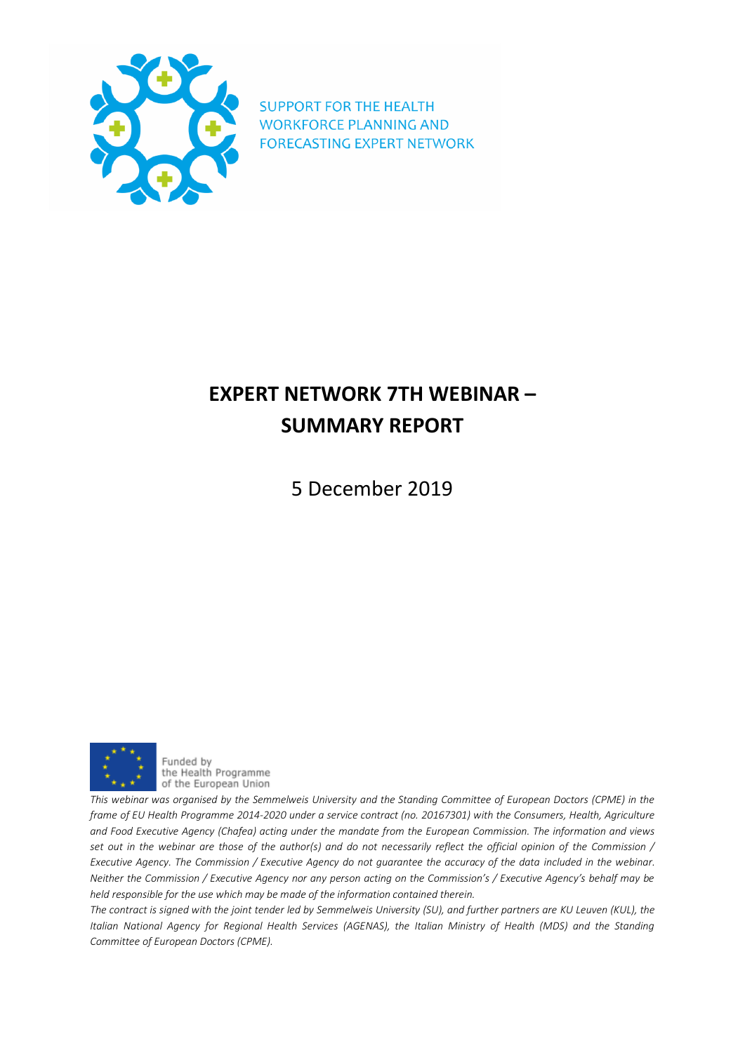SUPPORT FOR THE HEALTH WORKFORCE PLANNING AND FORECASTING EXPERT NETWORK

# EXPERT NETWORK 7TH WEBINAR – SUMMARY REPORT

5 December 2019

Funded by the Health Programme of the European Union

*This webinar was organised by the Semmelweis University and the Standing Committee of European Doctors (CPME) in the frame of EU Health Programme 2014-2020 under a service contract (no. 20167301) with the Consumers, Health, Agriculture and Food Executive Agency (Chafea) acting under the mandate from the European Commission. The information and views set out in the webinar are those of the author(s) and do not necessarily reflect the official opinion of the Commission / Executive Agency. The Commission / Executive Agency do not guarantee the accuracy of the data included in the webinar. Neither the Commission / Executive Agency nor any person acting on the Commission's / Executive Agency's behalf may be held responsible for the use which may be made of the information contained therein.*

*The contract is signed with the joint tender led by Semmelweis University (SU), and further partners are KU Leuven (KUL), the Italian National Agency for Regional Health Services (AGENAS), the Italian Ministry of Health (MDS) and the Standing Committee of European Doctors (CPME).*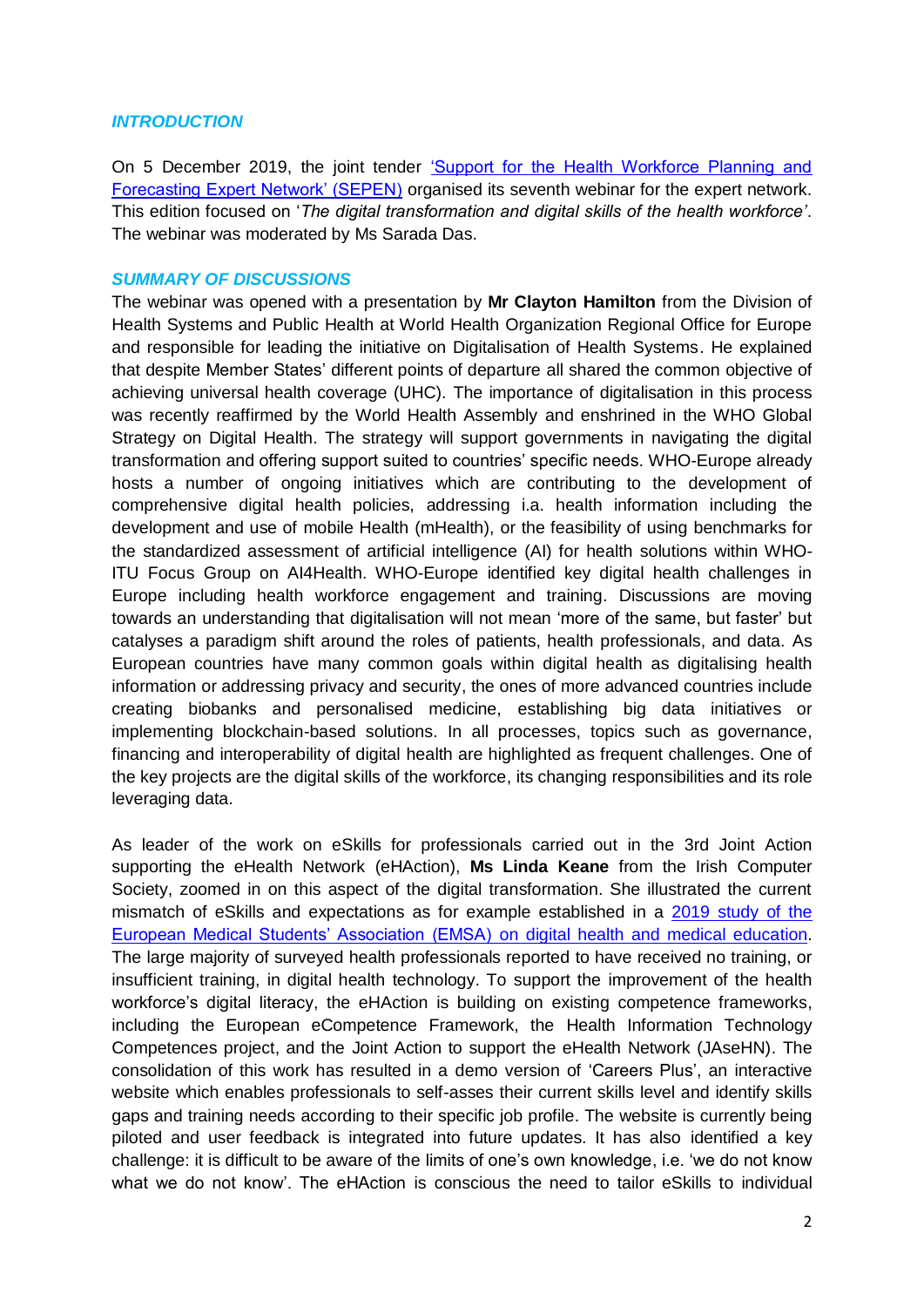## *INTRODUCTION*

On 5 December 2019, the joint tender 'Support for the Health Workforce Planning and Forecasting Expert Network' (SEPEN) organised its seventh webinar for the expert network. This edition focused on '*The digital transformation and digital skills of the health workforce'*. The webinar was moderated by Ms Sarada Das.

## *SUMMARY OF DISCUSSIONS*

The webinar was opened with a presentation by **Mr Clayton Hamilton** from the Division of Health Systems and Public Health at World Health Organization Regional Office for Europe and responsible for leading the initiative on Digitalisation of Health Systems. He explained that despite Member States' different points of departure all shared the common objective of achieving universal health coverage (UHC). The importance of digitalisation in this process was recently reaffirmed by the World Health Assembly and enshrined in the WHO Global Strategy on Digital Health. The strategy will support governments in navigating the digital transformation and offering support suited to countries' specific needs. WHO-Europe already hosts a number of ongoing initiatives which are contributing to the development of comprehensive digital health policies, addressing i.a. health information including the development and use of mobile Health (mHealth), or the feasibility of using benchmarks for the standardized assessment of artificial intelligence (AI) for health solutions within WHO-ITU Focus Group on AI4Health. WHO-Europe identified key digital health challenges in Europe including health workforce engagement and training. Discussions are moving towards an understanding that digitalisation will not mean 'more of the same, but faster' but catalyses a paradigm shift around the roles of patients, health professionals, and data. As European countries have many common goals within digital health as digitalising health information or addressing privacy and security, the ones of more advanced countries include creating biobanks and personalised medicine, establishing big data initiatives or implementing blockchain-based solutions. In all processes, topics such as governance, financing and interoperability of digital health are highlighted as frequent challenges. One of the key projects are the digital skills of the workforce, its changing responsibilities and its role leveraging data.

As leader of the work on eSkills for professionals carried out in the 3rd Joint Action supporting the eHealth Network (eHAction), **Ms Linda Keane** from the Irish Computer Society, zoomed in on this aspect of the digital transformation. She illustrated the current mismatch of eSkills and expectations as for example established in a 2019 study of the European Medical Students' Association (EMSA) on digital health and medical education. The large majority of surveyed health professionals reported to have received no training, or insufficient training, in digital health technology. To support the improvement of the health workforce's digital literacy, the eHAction is building on existing competence frameworks, including the European eCompetence Framework, the Health Information Technology Competences project, and the Joint Action to support the eHealth Network (JAseHN). The consolidation of this work has resulted in a demo version of 'Careers Plus', an interactive website which enables professionals to self-asses their current skills level and identify skills gaps and training needs according to their specific job profile. The website is currently being piloted and user feedback is integrated into future updates. It has also identified a key challenge: it is difficult to be aware of the limits of one's own knowledge, i.e. 'we do not know what we do not know'. The eHAction is conscious the need to tailor eSkills to individual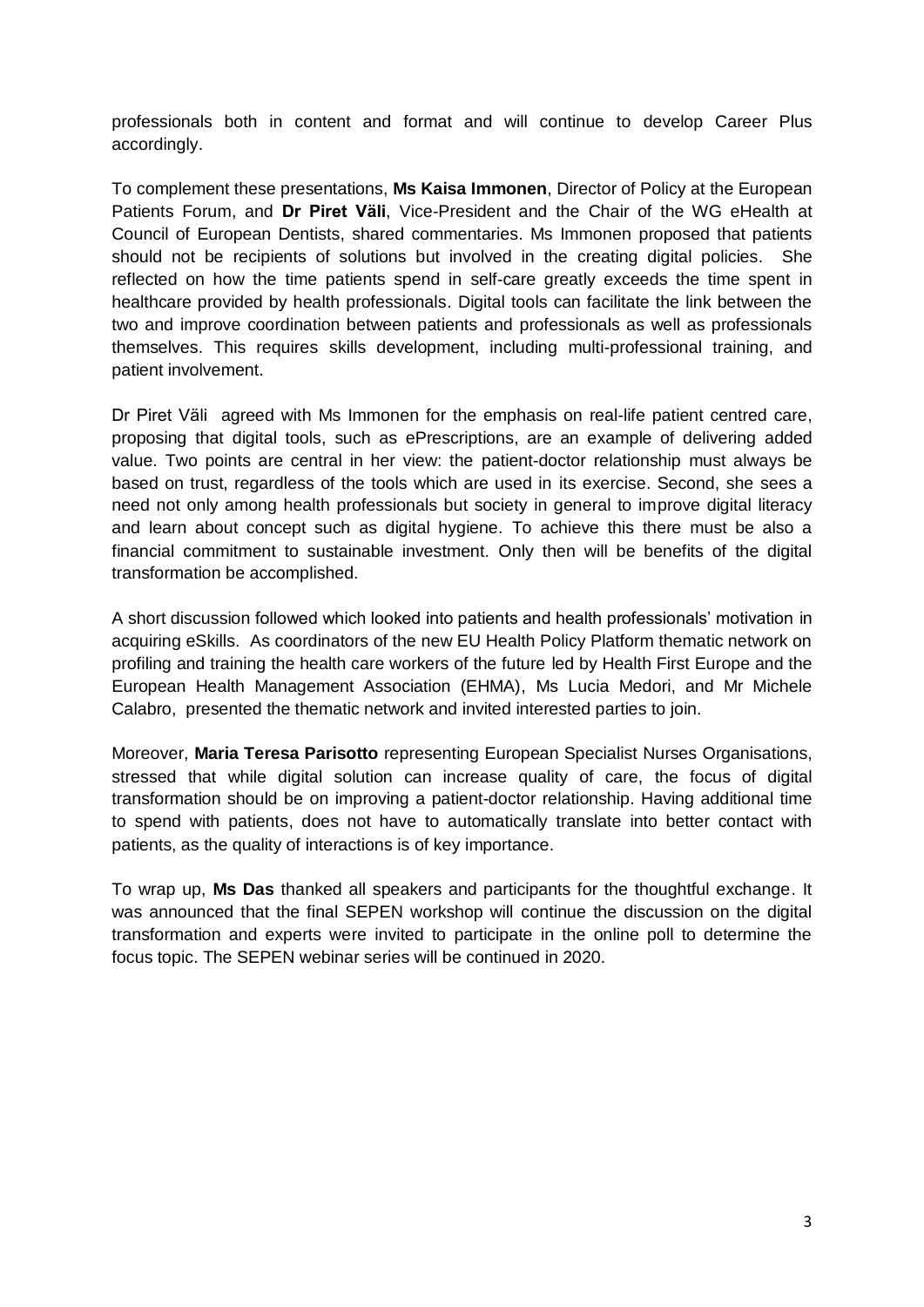professionals both in content and format and will continue to develop Career Plus accordingly.

To complement these presentations, **Ms Kaisa Immonen**, Director of Policy at the European Patients Forum, and **Dr Piret Väli**, Vice-President and the Chair of the WG eHealth at Council of European Dentists, shared commentaries. Ms Immonen proposed that patients should not be recipients of solutions but involved in the creating digital policies. She reflected on how the time patients spend in self-care greatly exceeds the time spent in healthcare provided by health professionals. Digital tools can facilitate the link between the two and improve coordination between patients and professionals as well as professionals themselves. This requires skills development, including multi-professional training, and patient involvement.

Dr Piret Väli agreed with Ms Immonen for the emphasis on real-life patient centred care, proposing that digital tools, such as ePrescriptions, are an example of delivering added value. Two points are central in her view: the patient-doctor relationship must always be based on trust, regardless of the tools which are used in its exercise. Second, she sees a need not only among health professionals but society in general to improve digital literacy and learn about concept such as digital hygiene. To achieve this there must be also a financial commitment to sustainable investment. Only then will be benefits of the digital transformation be accomplished.

A short discussion followed which looked into patients and health professionals' motivation in acquiring eSkills. As coordinators of the new EU Health Policy Platform thematic network on profiling and training the health care workers of the future led by Health First Europe and the European Health Management Association (EHMA), Ms Lucia Medori, and Mr Michele Calabro, presented the thematic network and invited interested parties to join.

Moreover, **Maria Teresa Parisotto** representing European Specialist Nurses Organisations, stressed that while digital solution can increase quality of care, the focus of digital transformation should be on improving a patient-doctor relationship. Having additional time to spend with patients, does not have to automatically translate into better contact with patients, as the quality of interactions is of key importance.

To wrap up, **Ms Das** thanked all speakers and participants for the thoughtful exchange. It was announced that the final SEPEN workshop will continue the discussion on the digital transformation and experts were invited to participate in the online poll to determine the focus topic. The SEPEN webinar series will be continued in 2020.